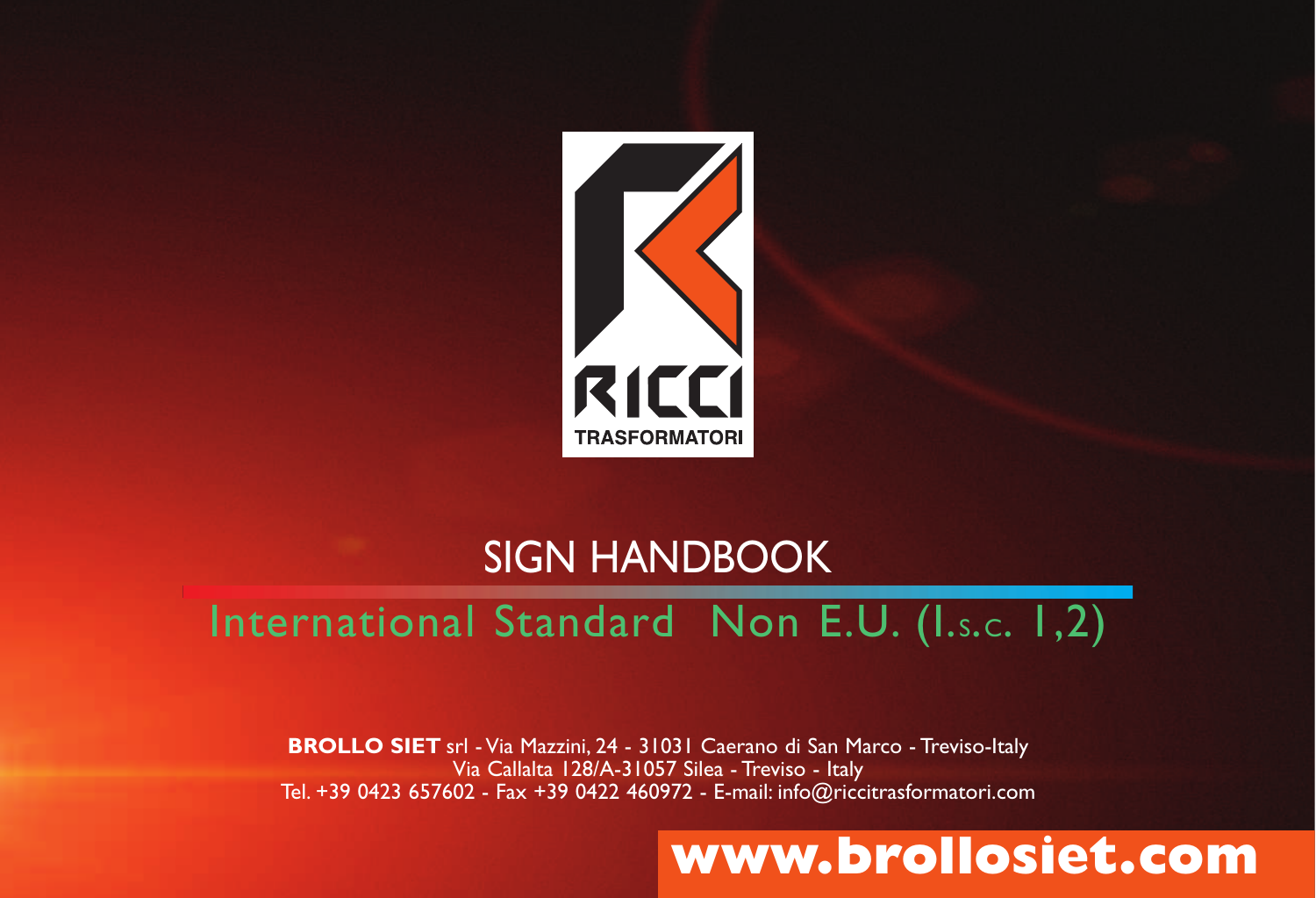RICCI

TRASFORMATORI

# SIGN HANDBOOK

## International Standard Non E.U. (I.s.c. 1,2)

**BROLLO SIET** srl - Via Mazzini, 24 - 31031 Caerano di San Marco - Treviso-Italy
Via Callalta 128/A-31057 Silea - Treviso - Italy
Tel. +39 0423 657602 - Fax +39 0422 460972 - E-mail: info@riccitrasformatori.com

**www.brollosiet.com**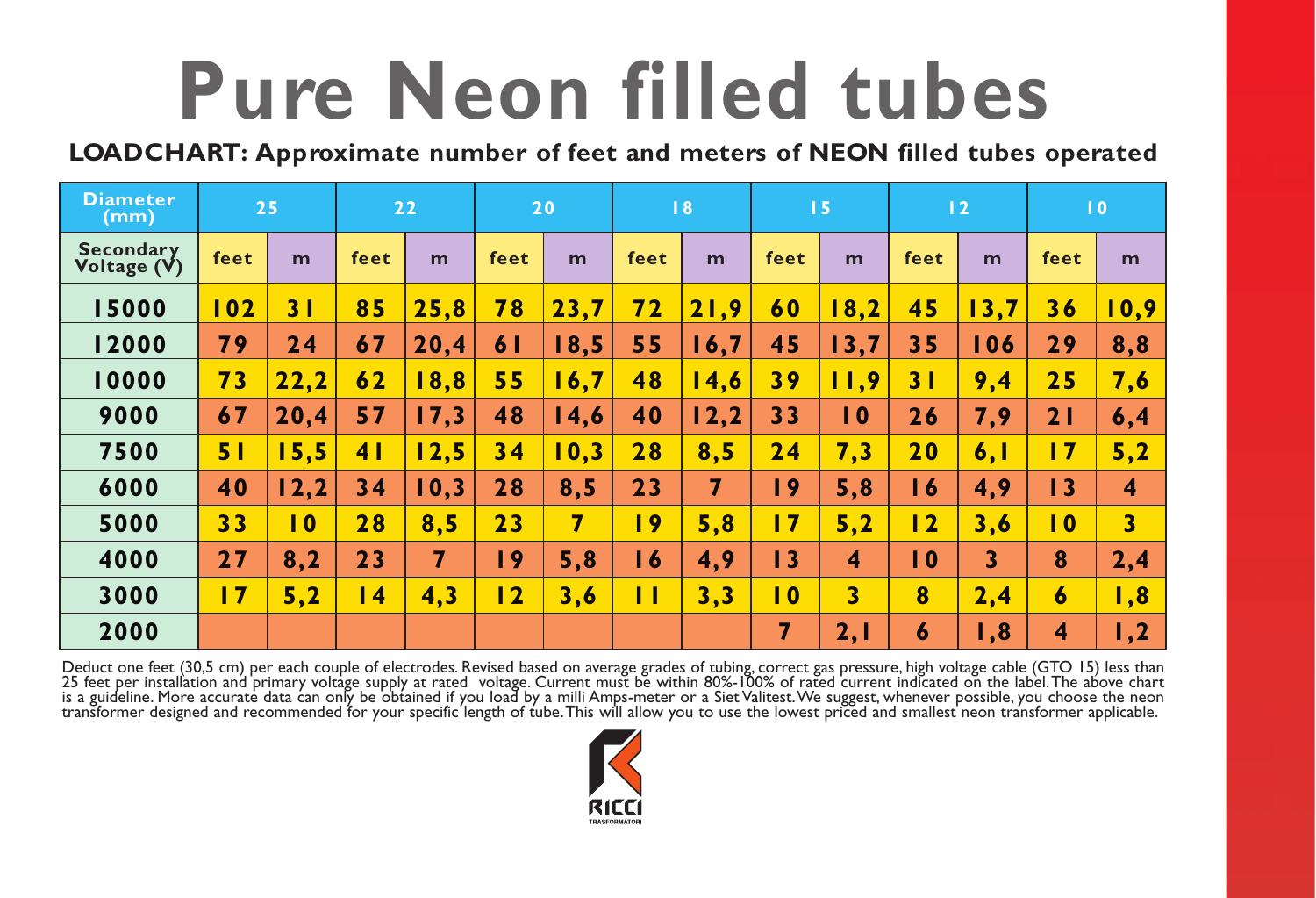# Pure Neon filled tubes

**LOADCHART: Approximate number of feet and meters of NEON filled tubes operated**

| Diameter (mm) | 25 | | 22 | | 20 | | 18 | | 15 | | 12 | | 10 | |
|---|---|---|---|---|---|---|---|---|---|---|---|---|---|---|
| **Secondary Voltage (V)** | feet | m | feet | m | feet | m | feet | m | feet | m | feet | m | feet | m |
| **15000** | 102 | 31 | 85 | 25,8 | 78 | 23,7 | 72 | 21,9 | 60 | 18,2 | 45 | 13,7 | 36 | 10,9 |
| **12000** | 79 | 24 | 67 | 20,4 | 61 | 18,5 | 55 | 16,7 | 45 | 13,7 | 35 | 106 | 29 | 8,8 |
| **10000** | 73 | 22,2 | 62 | 18,8 | 55 | 16,7 | 48 | 14,6 | 39 | 11,9 | 31 | 9,4 | 25 | 7,6 |
| **9000** | 67 | 20,4 | 57 | 17,3 | 48 | 14,6 | 40 | 12,2 | 33 | 10 | 26 | 7,9 | 21 | 6,4 |
| **7500** | 51 | 15,5 | 41 | 12,5 | 34 | 10,3 | 28 | 8,5 | 24 | 7,3 | 20 | 6,1 | 17 | 5,2 |
| **6000** | 40 | 12,2 | 34 | 10,3 | 28 | 8,5 | 23 | 7 | 19 | 5,8 | 16 | 4,9 | 13 | 4 |
| **5000** | 33 | 10 | 28 | 8,5 | 23 | 7 | 19 | 5,8 | 17 | 5,2 | 12 | 3,6 | 10 | 3 |
| **4000** | 27 | 8,2 | 23 | 7 | 19 | 5,8 | 16 | 4,9 | 13 | 4 | 10 | 3 | 8 | 2,4 |
| **3000** | 17 | 5,2 | 14 | 4,3 | 12 | 3,6 | 11 | 3,3 | 10 | 3 | 8 | 2,4 | 6 | 1,8 |
| **2000** | | | | | | | | | 7 | 2,1 | 6 | 1,8 | 4 | 1,2 |

Deduct one feet (30,5 cm) per each couple of electrodes. Revised based on average grades of tubing, correct gas pressure, high voltage cable (GTO 15) less than 25 feet per installation and primary voltage supply at rated voltage. Current must be within 80%-100% of rated current indicated on the label. The above chart is a guideline. More accurate data can only be obtained if you load by a milli Amps-meter or a Siet Valitest. We suggest, whenever possible, you choose the neon transformer designed and recommended for your specific length of tube. This will allow you to use the lowest priced and smallest neon transformer applicable.

RICCI TRASFORMATORI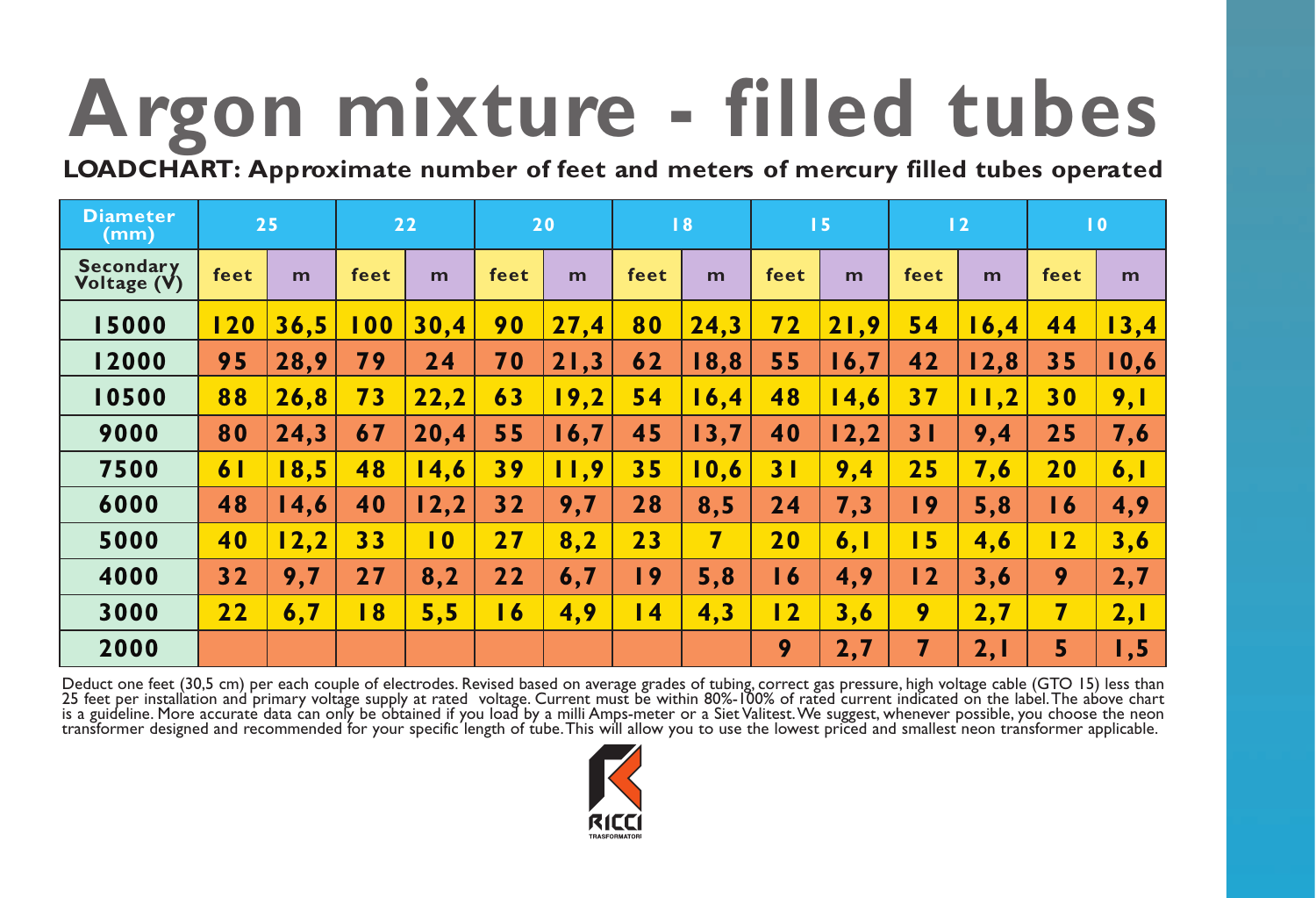# Argon mixture - filled tubes

**LOADCHART: Approximate number of feet and meters of mercury filled tubes operated**

| Diameter (mm) | 25 | | 22 | | 20 | | 18 | | 15 | | 12 | | 10 | |
|---|---|---|---|---|---|---|---|---|---|---|---|---|---|---|
| **Secondary Voltage (V)** | **feet** | **m** | **feet** | **m** | **feet** | **m** | **feet** | **m** | **feet** | **m** | **feet** | **m** | **feet** | **m** |
| **15000** | 120 | 36,5 | 100 | 30,4 | 90 | 27,4 | 80 | 24,3 | 72 | 21,9 | 54 | 16,4 | 44 | 13,4 |
| **12000** | 95 | 28,9 | 79 | 24 | 70 | 21,3 | 62 | 18,8 | 55 | 16,7 | 42 | 12,8 | 35 | 10,6 |
| **10500** | 88 | 26,8 | 73 | 22,2 | 63 | 19,2 | 54 | 16,4 | 48 | 14,6 | 37 | 11,2 | 30 | 9,1 |
| **9000** | 80 | 24,3 | 67 | 20,4 | 55 | 16,7 | 45 | 13,7 | 40 | 12,2 | 31 | 9,4 | 25 | 7,6 |
| **7500** | 61 | 18,5 | 48 | 14,6 | 39 | 11,9 | 35 | 10,6 | 31 | 9,4 | 25 | 7,6 | 20 | 6,1 |
| **6000** | 48 | 14,6 | 40 | 12,2 | 32 | 9,7 | 28 | 8,5 | 24 | 7,3 | 19 | 5,8 | 16 | 4,9 |
| **5000** | 40 | 12,2 | 33 | 10 | 27 | 8,2 | 23 | 7 | 20 | 6,1 | 15 | 4,6 | 12 | 3,6 |
| **4000** | 32 | 9,7 | 27 | 8,2 | 22 | 6,7 | 19 | 5,8 | 16 | 4,9 | 12 | 3,6 | 9 | 2,7 |
| **3000** | 22 | 6,7 | 18 | 5,5 | 16 | 4,9 | 14 | 4,3 | 12 | 3,6 | 9 | 2,7 | 7 | 2,1 |
| **2000** | | | | | | | | | 9 | 2,7 | 7 | 2,1 | 5 | 1,5 |

Deduct one feet (30,5 cm) per each couple of electrodes. Revised based on average grades of tubing, correct gas pressure, high voltage cable (GTO 15) less than 25 feet per installation and primary voltage supply at rated voltage. Current must be within 80%-100% of rated current indicated on the label. The above chart is a guideline. More accurate data can only be obtained if you load by a milli Amps-meter or a Siet Valitest. We suggest, whenever possible, you choose the neon transformer designed and recommended for your specific length of tube. This will allow you to use the lowest priced and smallest neon transformer applicable.

RICCI TRASFORMATORI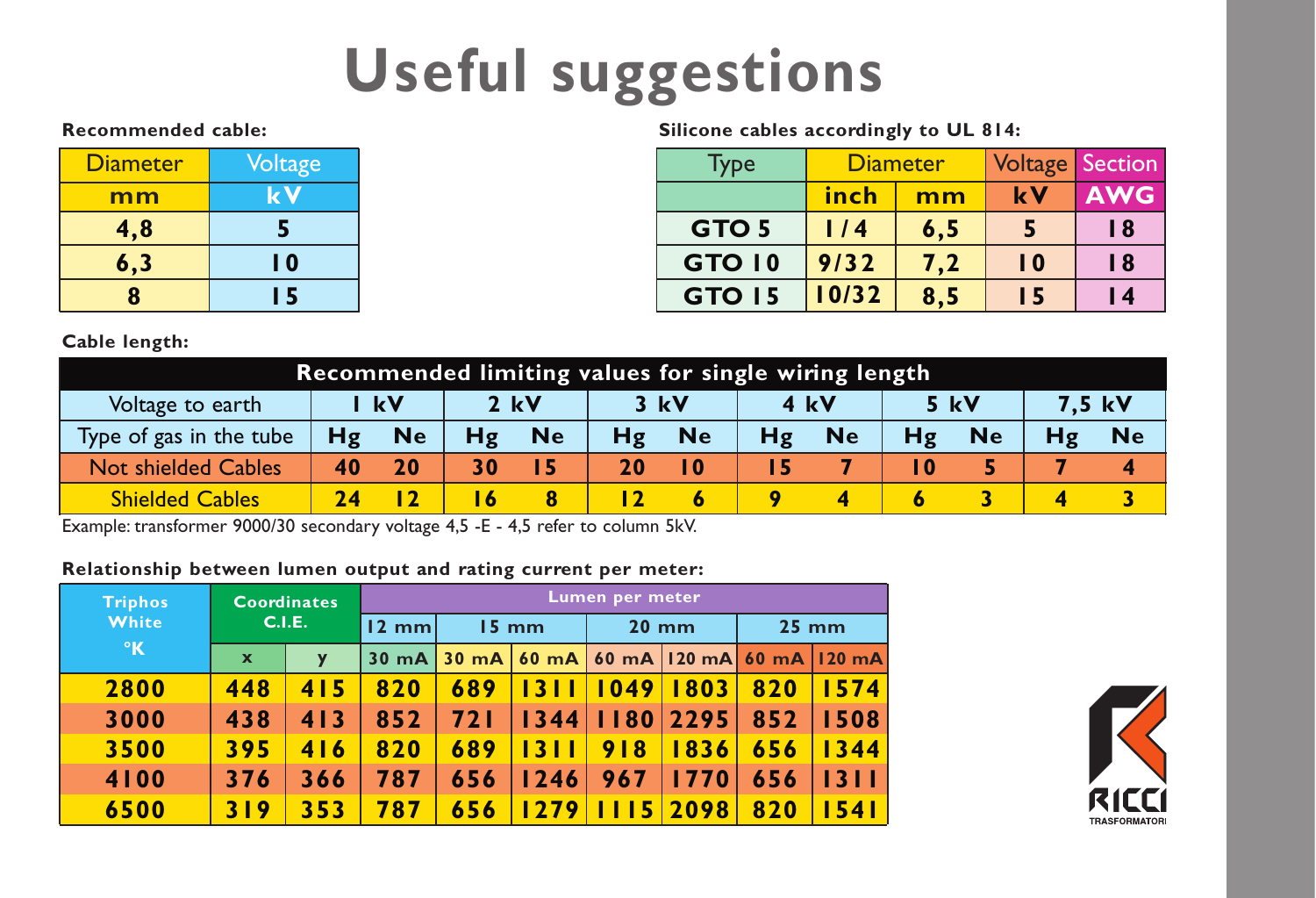# Useful suggestions

**Recommended cable:**

| Diameter | Voltage |
|---|---|
| mm | kV |
| 4,8 | 5 |
| 6,3 | 10 |
| 8 | 15 |

**Silicone cables accordingly to UL 814:**

| Type | Diameter | | Voltage | Section |
|---|---|---|---|---|
| | inch | mm | kV | AWG |
| GTO 5 | 1/4 | 6,5 | 5 | 18 |
| GTO 10 | 9/32 | 7,2 | 10 | 18 |
| GTO 15 | 10/32 | 8,5 | 15 | 14 |

**Cable length:**

| Recommended limiting values for single wiring length | | | | | | | | | | | | |
|---|---|---|---|---|---|---|---|---|---|---|---|---|
| Voltage to earth | 1 kV | | 2 kV | | 3 kV | | 4 kV | | 5 kV | | 7,5 kV | |
| Type of gas in the tube | Hg | Ne | Hg | Ne | Hg | Ne | Hg | Ne | Hg | Ne | Hg | Ne |
| Not shielded Cables | 40 | 20 | 30 | 15 | 20 | 10 | 15 | 7 | 10 | 5 | 7 | 4 |
| Shielded Cables | 24 | 12 | 16 | 8 | 12 | 6 | 9 | 4 | 6 | 3 | 4 | 3 |

Example: transformer 9000/30 secondary voltage 4,5 -E - 4,5 refer to column 5kV.

**Relationship between lumen output and rating current per meter:**

| Triphos White °K | Coordinates C.I.E. | | Lumen per meter | | | | | | |
|---|---|---|---|---|---|---|---|---|---|
| | | | 12 mm | 15 mm | | 20 mm | | 25 mm | |
| | x | y | 30 mA | 30 mA | 60 mA | 60 mA | 120 mA | 60 mA | 120 mA |
| 2800 | 448 | 415 | 820 | 689 | 1311 | 1049 | 1803 | 820 | 1574 |
| 3000 | 438 | 413 | 852 | 721 | 1344 | 1180 | 2295 | 852 | 1508 |
| 3500 | 395 | 416 | 820 | 689 | 1311 | 918 | 1836 | 656 | 1344 |
| 4100 | 376 | 366 | 787 | 656 | 1246 | 967 | 1770 | 656 | 1311 |
| 6500 | 319 | 353 | 787 | 656 | 1279 | 1115 | 2098 | 820 | 1541 |

RICCI TRASFORMATORI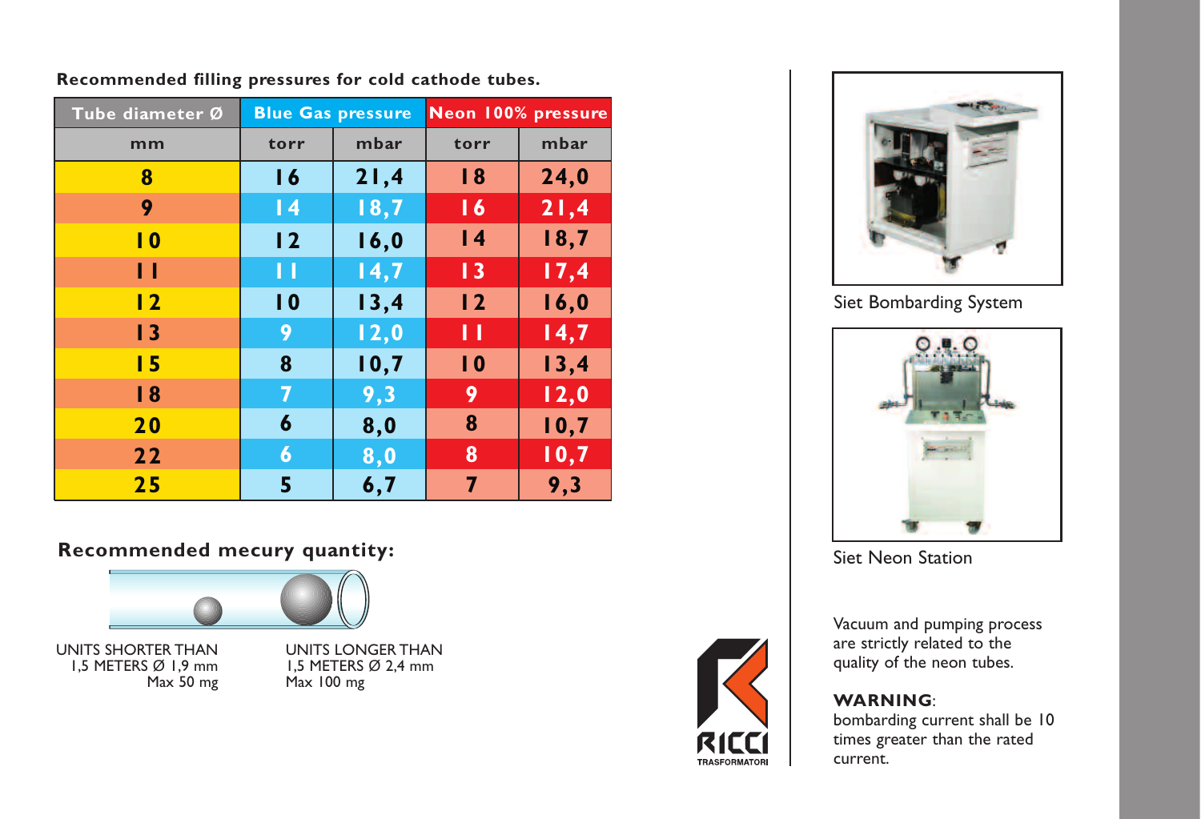**Recommended filling pressures for cold cathode tubes.**

| Tube diameter Ø | Blue Gas pressure | | Neon 100% pressure | |
|---|---|---|---|---|
| mm | torr | mbar | torr | mbar |
| 8 | 16 | 21,4 | 18 | 24,0 |
| 9 | 14 | 18,7 | 16 | 21,4 |
| 10 | 12 | 16,0 | 14 | 18,7 |
| 11 | 11 | 14,7 | 13 | 17,4 |
| 12 | 10 | 13,4 | 12 | 16,0 |
| 13 | 9 | 12,0 | 11 | 14,7 |
| 15 | 8 | 10,7 | 10 | 13,4 |
| 18 | 7 | 9,3 | 9 | 12,0 |
| 20 | 6 | 8,0 | 8 | 10,7 |
| 22 | 6 | 8,0 | 8 | 10,7 |
| 25 | 5 | 6,7 | 7 | 9,3 |

**Recommended mecury quantity:**

UNITS SHORTER THAN 1,5 METERS Ø 1,9 mm Max 50 mg

UNITS LONGER THAN 1,5 METERS Ø 2,4 mm Max 100 mg

Siet Bombarding System

Siet Neon Station

RICCI TRASFORMATORI

Vacuum and pumping process are strictly related to the quality of the neon tubes.

**WARNING**: bombarding current shall be 10 times greater than the rated current.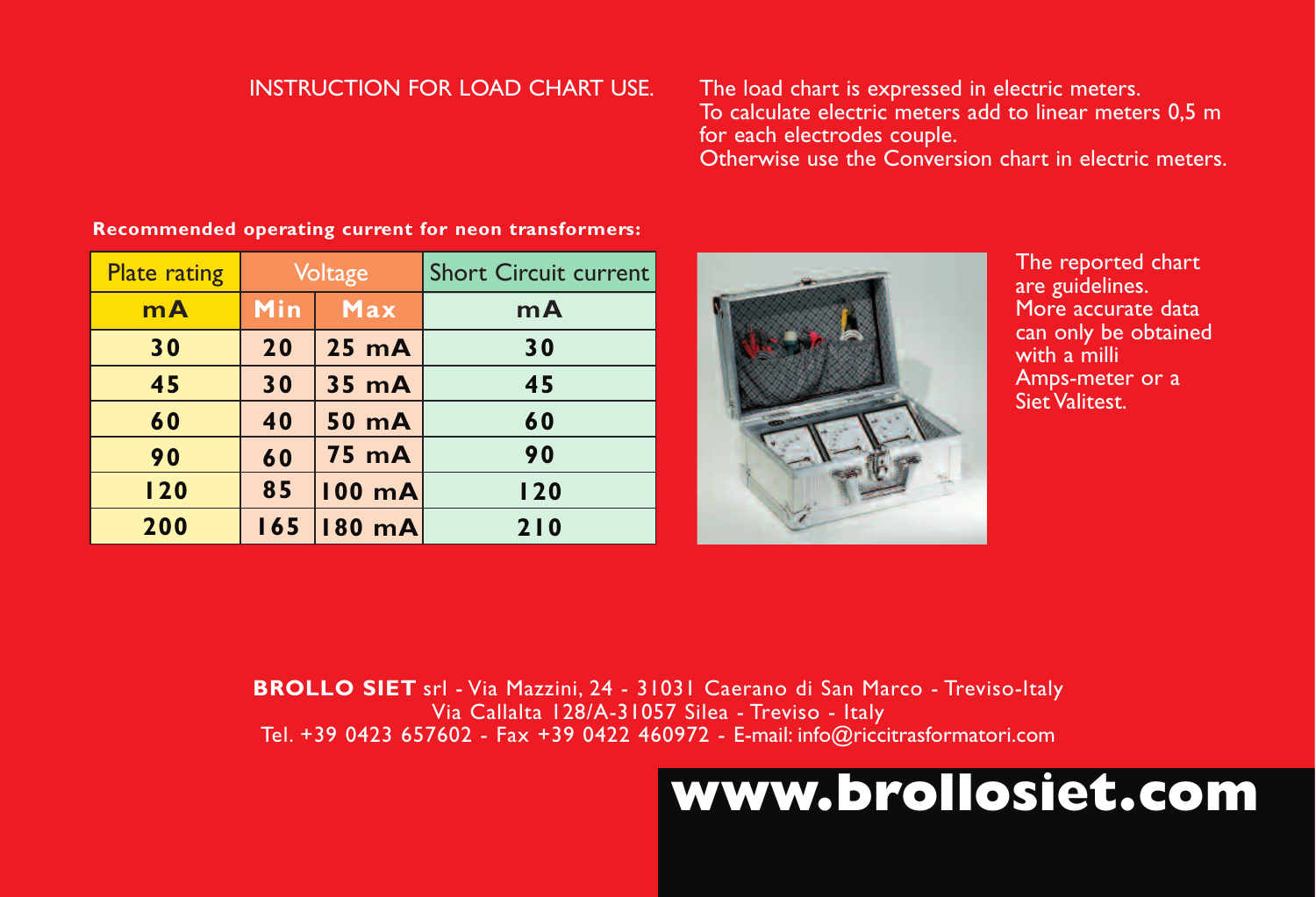INSTRUCTION FOR LOAD CHART USE.

The load chart is expressed in electric meters.
To calculate electric meters add to linear meters 0,5 m for each electrodes couple.
Otherwise use the Conversion chart in electric meters.

**Recommended operating current for neon transformers:**

| Plate rating | Voltage | | Short Circuit current |
|---|---|---|---|
| **mA** | **Min** | **Max** | **mA** |
| **30** | **20** | **25 mA** | **30** |
| **45** | **30** | **35 mA** | **45** |
| **60** | **40** | **50 mA** | **60** |
| **90** | **60** | **75 mA** | **90** |
| **120** | **85** | **100 mA** | **120** |
| **200** | **165** | **180 mA** | **210** |

The reported chart are guidelines. More accurate data can only be obtained with a milli Amps-meter or a Siet Valitest.

**BROLLO SIET** srl - Via Mazzini, 24 - 31031 Caerano di San Marco - Treviso-Italy
Via Callalta 128/A-31057 Silea - Treviso - Italy
Tel. +39 0423 657602 - Fax +39 0422 460972 - E-mail: info@riccitrasformatori.com

**www.brollosiet.com**